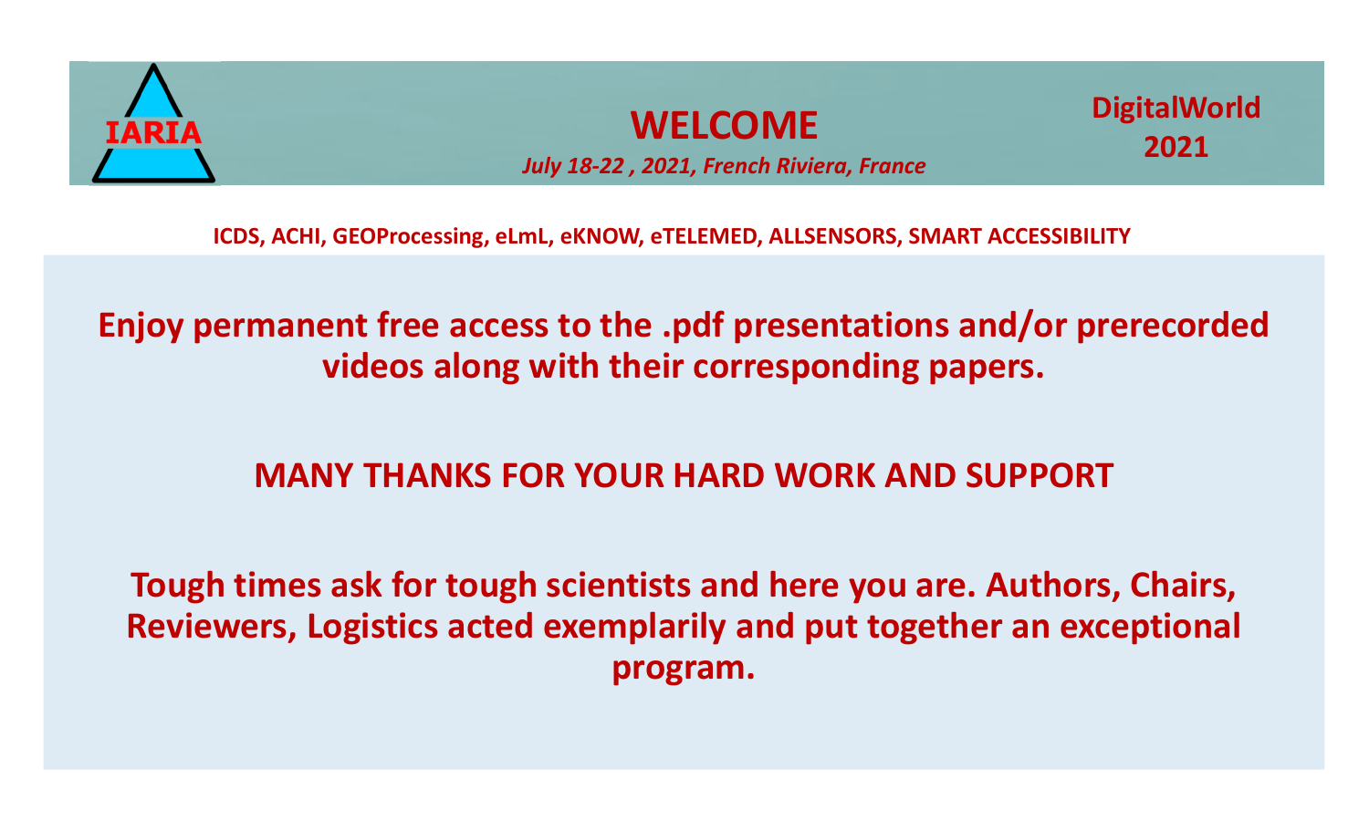IARIA

# WELCOME

*July 18-22 , 2021, French Riviera, France*

**DigitalWorld 2021**

**ICDS, ACHI, GEOProcessing, eLmL, eKNOW, eTELEMED, ALLSENSORS, SMART ACCESSIBILITY**

**Enjoy permanent free access to the .pdf presentations and/or prerecorded videos along with their corresponding papers.**

**MANY THANKS FOR YOUR HARD WORK AND SUPPORT**

**Tough times ask for tough scientists and here you are. Authors, Chairs, Reviewers, Logistics acted exemplarily and put together an exceptional program.**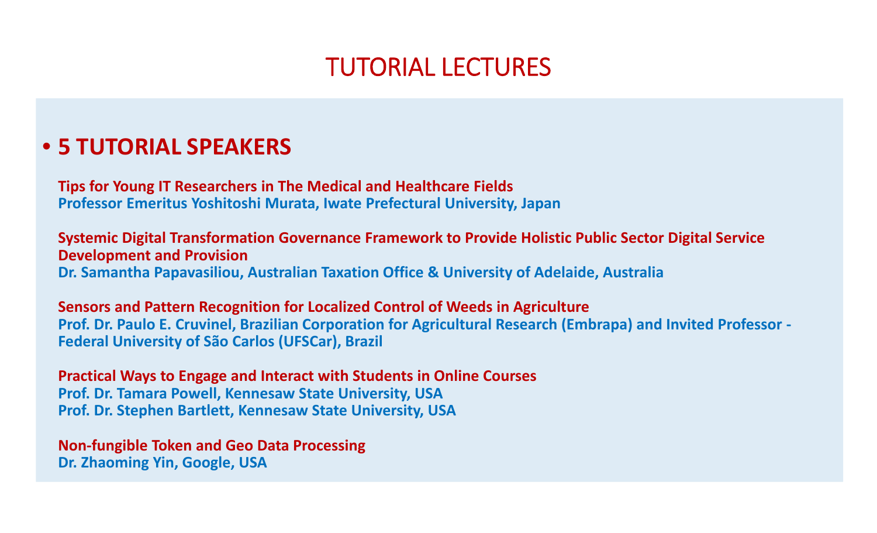# TUTORIAL LECTURES

## • 5 TUTORIAL SPEAKERS

**Tips for Young IT Researchers in The Medical and Healthcare Fields**
**Professor Emeritus Yoshitoshi Murata, Iwate Prefectural University, Japan**

**Systemic Digital Transformation Governance Framework to Provide Holistic Public Sector Digital Service Development and Provision**
**Dr. Samantha Papavasiliou, Australian Taxation Office & University of Adelaide, Australia**

**Sensors and Pattern Recognition for Localized Control of Weeds in Agriculture**
**Prof. Dr. Paulo E. Cruvinel, Brazilian Corporation for Agricultural Research (Embrapa) and Invited Professor - Federal University of São Carlos (UFSCar), Brazil**

**Practical Ways to Engage and Interact with Students in Online Courses**
**Prof. Dr. Tamara Powell, Kennesaw State University, USA**
**Prof. Dr. Stephen Bartlett, Kennesaw State University, USA**

**Non-fungible Token and Geo Data Processing**
**Dr. Zhaoming Yin, Google, USA**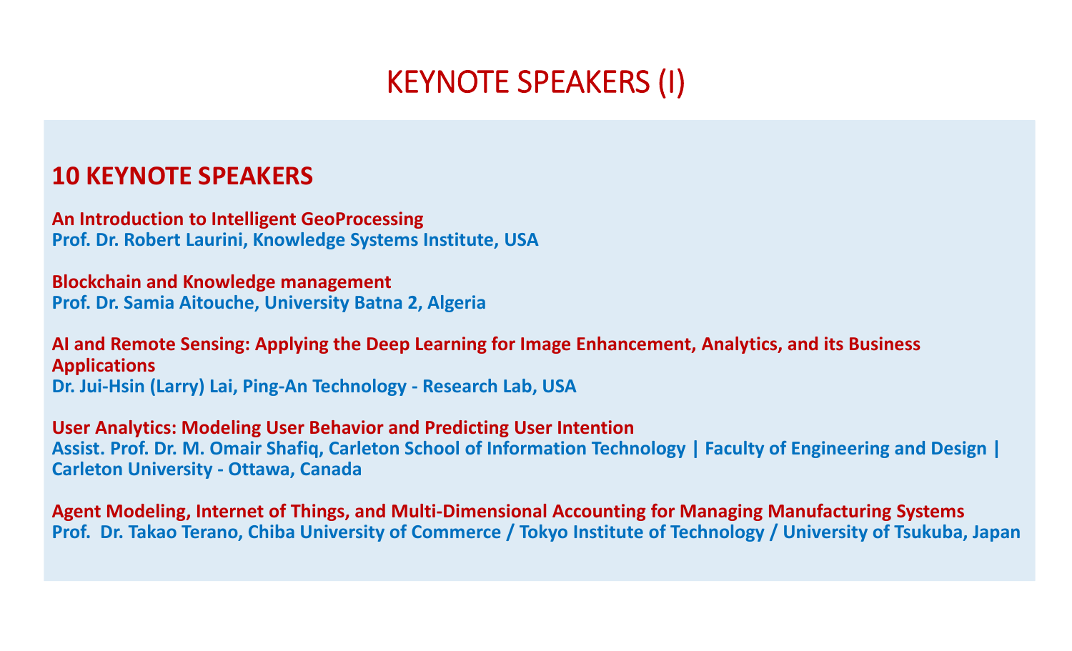# KEYNOTE SPEAKERS (I)

## 10 KEYNOTE SPEAKERS

**An Introduction to Intelligent GeoProcessing**
**Prof. Dr. Robert Laurini, Knowledge Systems Institute, USA**

**Blockchain and Knowledge management**
**Prof. Dr. Samia Aitouche, University Batna 2, Algeria**

**AI and Remote Sensing: Applying the Deep Learning for Image Enhancement, Analytics, and its Business Applications**
**Dr. Jui-Hsin (Larry) Lai, Ping-An Technology - Research Lab, USA**

**User Analytics: Modeling User Behavior and Predicting User Intention**
**Assist. Prof. Dr. M. Omair Shafiq, Carleton School of Information Technology | Faculty of Engineering and Design | Carleton University - Ottawa, Canada**

**Agent Modeling, Internet of Things, and Multi-Dimensional Accounting for Managing Manufacturing Systems**
**Prof. Dr. Takao Terano, Chiba University of Commerce / Tokyo Institute of Technology / University of Tsukuba, Japan**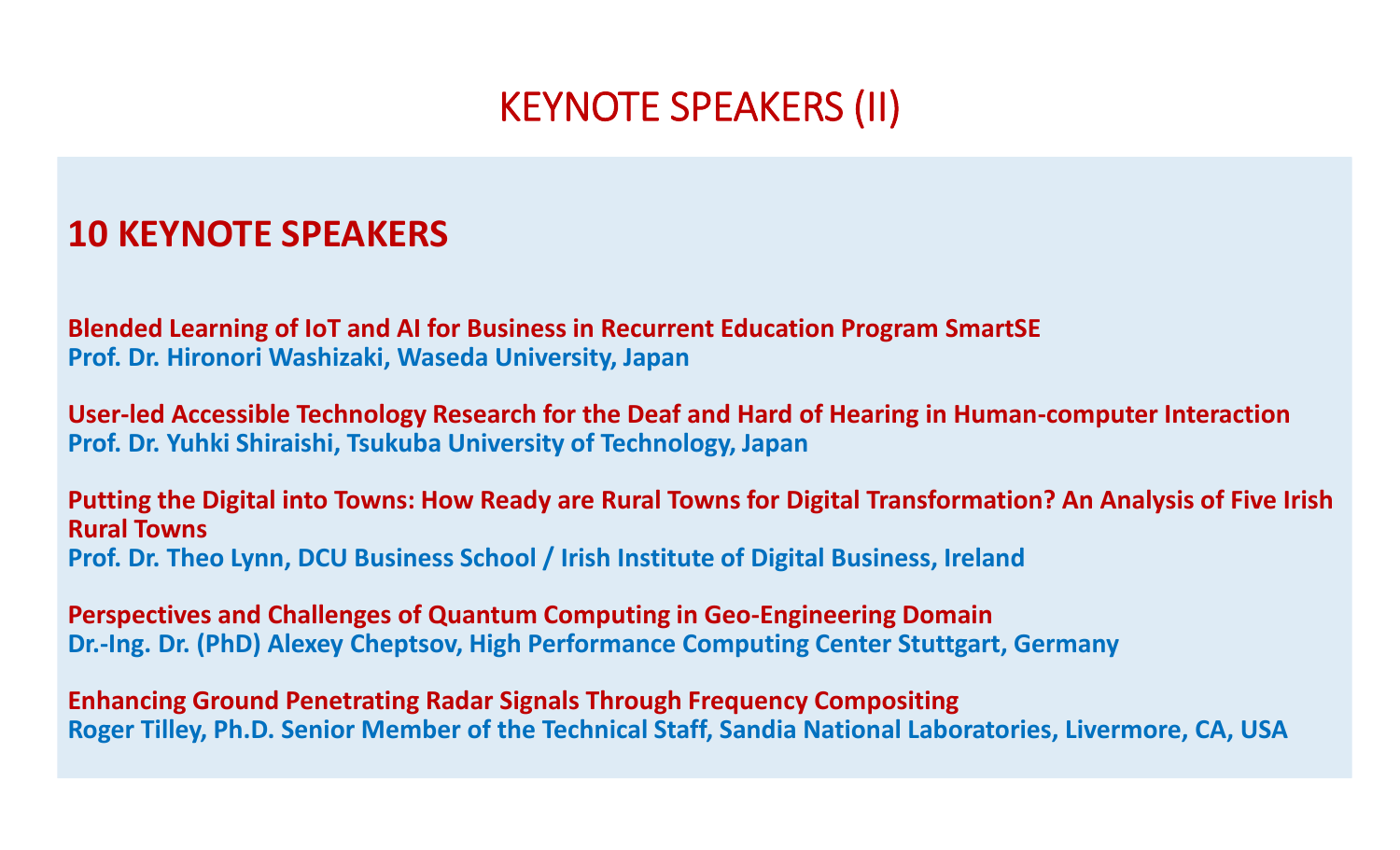# KEYNOTE SPEAKERS (II)

## 10 KEYNOTE SPEAKERS

**Blended Learning of IoT and AI for Business in Recurrent Education Program SmartSE**
**Prof. Dr. Hironori Washizaki, Waseda University, Japan**

**User-led Accessible Technology Research for the Deaf and Hard of Hearing in Human-computer Interaction**
**Prof. Dr. Yuhki Shiraishi, Tsukuba University of Technology, Japan**

**Putting the Digital into Towns: How Ready are Rural Towns for Digital Transformation? An Analysis of Five Irish Rural Towns**
**Prof. Dr. Theo Lynn, DCU Business School / Irish Institute of Digital Business, Ireland**

**Perspectives and Challenges of Quantum Computing in Geo-Engineering Domain**
**Dr.-Ing. Dr. (PhD) Alexey Cheptsov, High Performance Computing Center Stuttgart, Germany**

**Enhancing Ground Penetrating Radar Signals Through Frequency Compositing**
**Roger Tilley, Ph.D. Senior Member of the Technical Staff, Sandia National Laboratories, Livermore, CA, USA**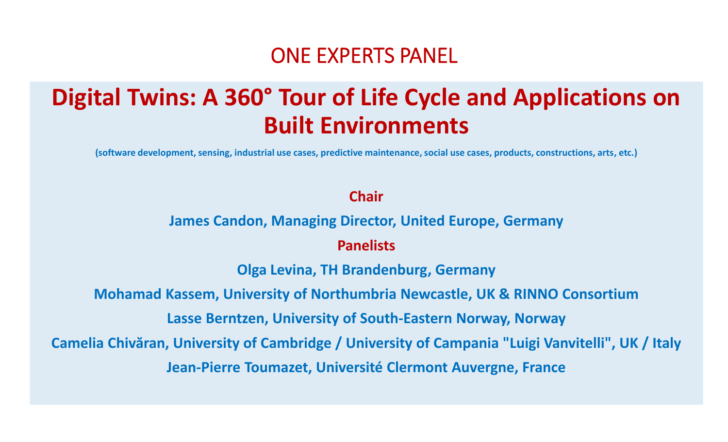# ONE EXPERTS PANEL

## Digital Twins: A 360° Tour of Life Cycle and Applications on Built Environments

(software development, sensing, industrial use cases, predictive maintenance, social use cases, products, constructions, arts, etc.)

**Chair**

James Candon, Managing Director, United Europe, Germany

**Panelists**

Olga Levina, TH Brandenburg, Germany

Mohamad Kassem, University of Northumbria Newcastle, UK & RINNO Consortium

Lasse Berntzen, University of South-Eastern Norway, Norway

Camelia Chivăran, University of Cambridge / University of Campania "Luigi Vanvitelli", UK / Italy

Jean-Pierre Toumazet, Université Clermont Auvergne, France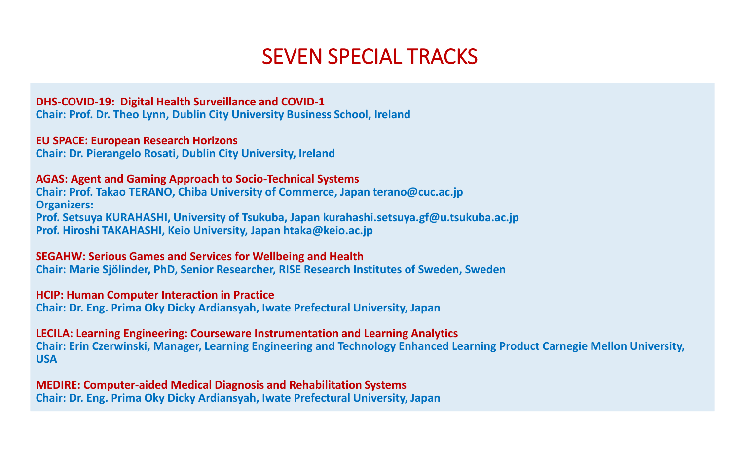# SEVEN SPECIAL TRACKS

**DHS-COVID-19: Digital Health Surveillance and COVID-1**
**Chair: Prof. Dr. Theo Lynn, Dublin City University Business School, Ireland**

**EU SPACE: European Research Horizons**
**Chair: Dr. Pierangelo Rosati, Dublin City University, Ireland**

**AGAS: Agent and Gaming Approach to Socio-Technical Systems**
**Chair: Prof. Takao TERANO, Chiba University of Commerce, Japan terano@cuc.ac.jp**
**Organizers:**
**Prof. Setsuya KURAHASHI, University of Tsukuba, Japan kurahashi.setsuya.gf@u.tsukuba.ac.jp**
**Prof. Hiroshi TAKAHASHI, Keio University, Japan htaka@keio.ac.jp**

**SEGAHW: Serious Games and Services for Wellbeing and Health**
**Chair: Marie Sjölinder, PhD, Senior Researcher, RISE Research Institutes of Sweden, Sweden**

**HCIP: Human Computer Interaction in Practice**
**Chair: Dr. Eng. Prima Oky Dicky Ardiansyah, Iwate Prefectural University, Japan**

**LECILA: Learning Engineering: Courseware Instrumentation and Learning Analytics**
**Chair: Erin Czerwinski, Manager, Learning Engineering and Technology Enhanced Learning Product Carnegie Mellon University, USA**

**MEDIRE: Computer-aided Medical Diagnosis and Rehabilitation Systems**
**Chair: Dr. Eng. Prima Oky Dicky Ardiansyah, Iwate Prefectural University, Japan**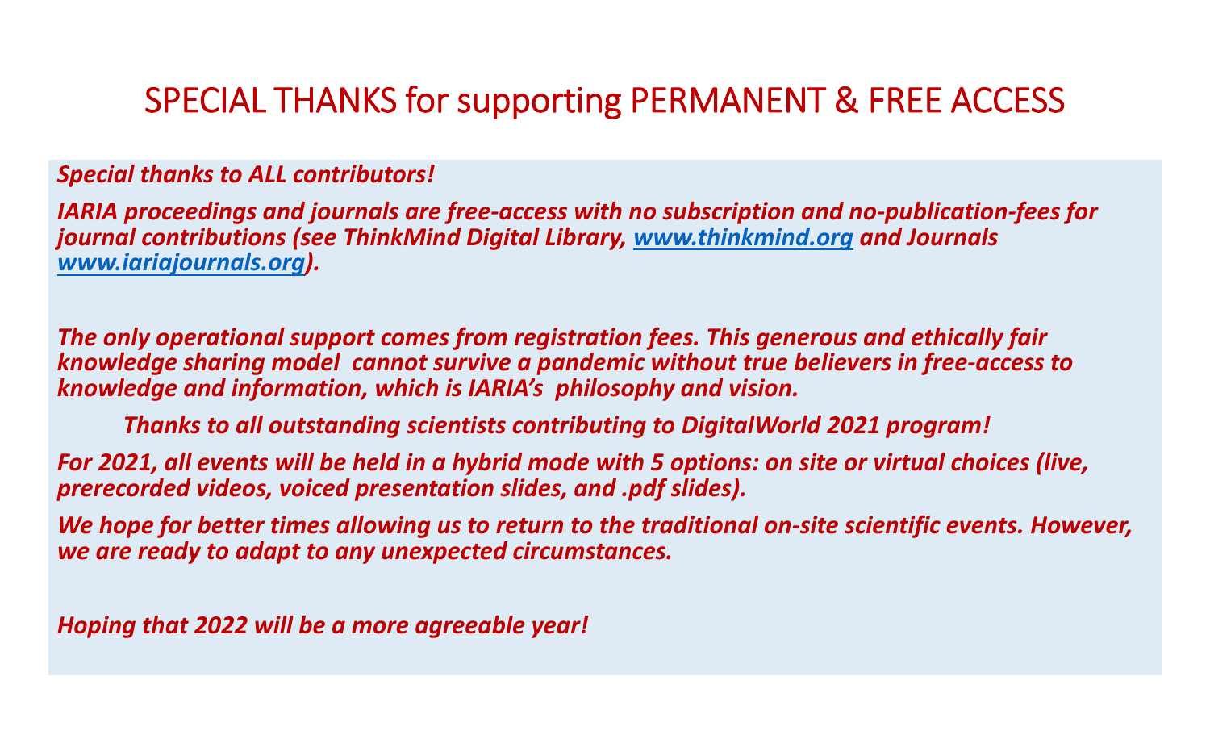# SPECIAL THANKS for supporting PERMANENT & FREE ACCESS

***Special thanks to ALL contributors!***

***IARIA proceedings and journals are free-access with no subscription and no-publication-fees for journal contributions (see ThinkMind Digital Library, www.thinkmind.org and Journals www.iariajournals.org).***

***The only operational support comes from registration fees. This generous and ethically fair knowledge sharing model cannot survive a pandemic without true believers in free-access to knowledge and information, which is IARIA's philosophy and vision.***

***Thanks to all outstanding scientists contributing to DigitalWorld 2021 program!***

***For 2021, all events will be held in a hybrid mode with 5 options: on site or virtual choices (live, prerecorded videos, voiced presentation slides, and .pdf slides).***

***We hope for better times allowing us to return to the traditional on-site scientific events. However, we are ready to adapt to any unexpected circumstances.***

***Hoping that 2022 will be a more agreeable year!***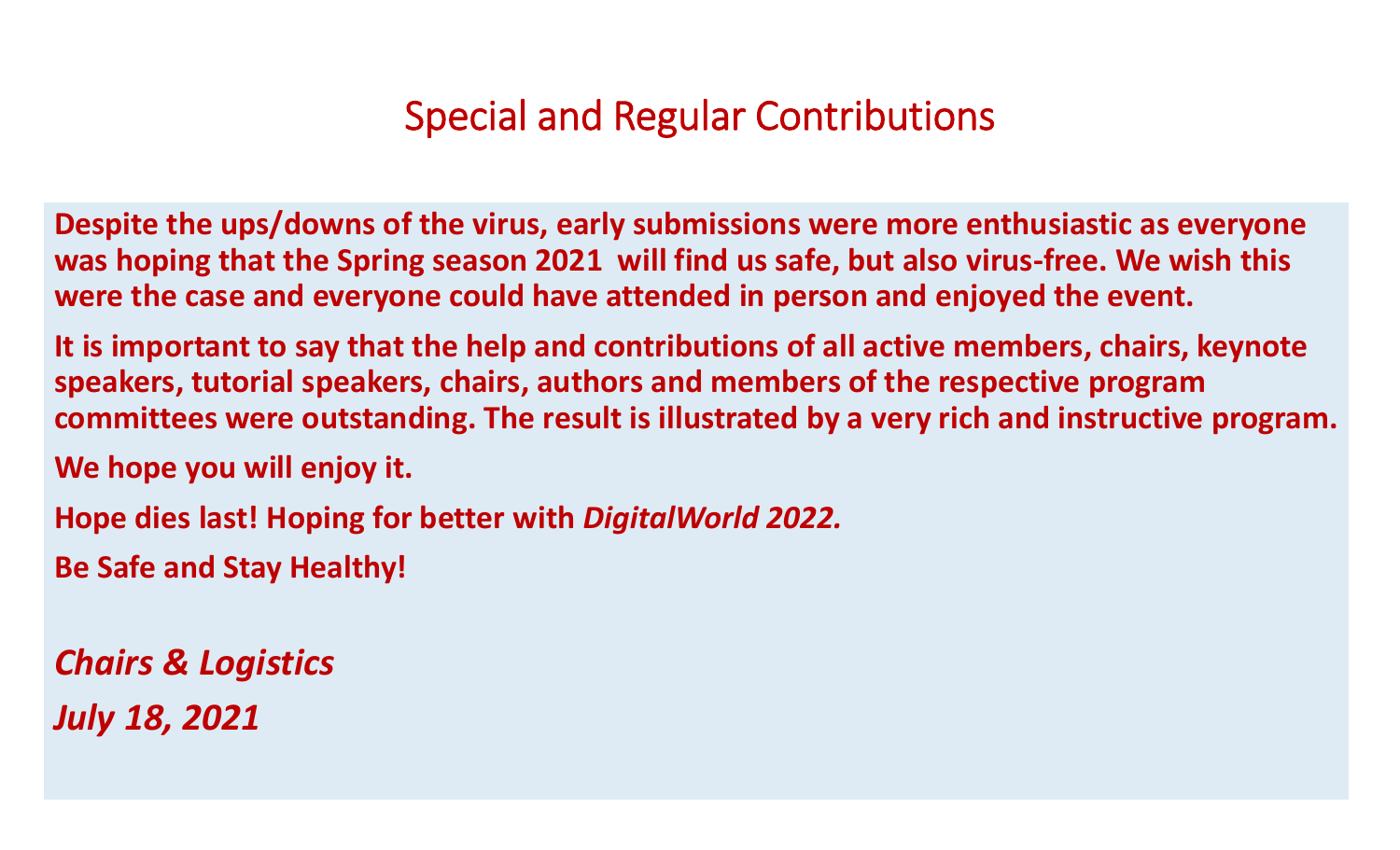# Special and Regular Contributions

**Despite the ups/downs of the virus, early submissions were more enthusiastic as everyone was hoping that the Spring season 2021 will find us safe, but also virus-free. We wish this were the case and everyone could have attended in person and enjoyed the event.**

**It is important to say that the help and contributions of all active members, chairs, keynote speakers, tutorial speakers, chairs, authors and members of the respective program committees were outstanding. The result is illustrated by a very rich and instructive program.**

**We hope you will enjoy it.**

**Hope dies last! Hoping for better with *DigitalWorld 2022.***

**Be Safe and Stay Healthy!**

***Chairs & Logistics***

***July 18, 2021***